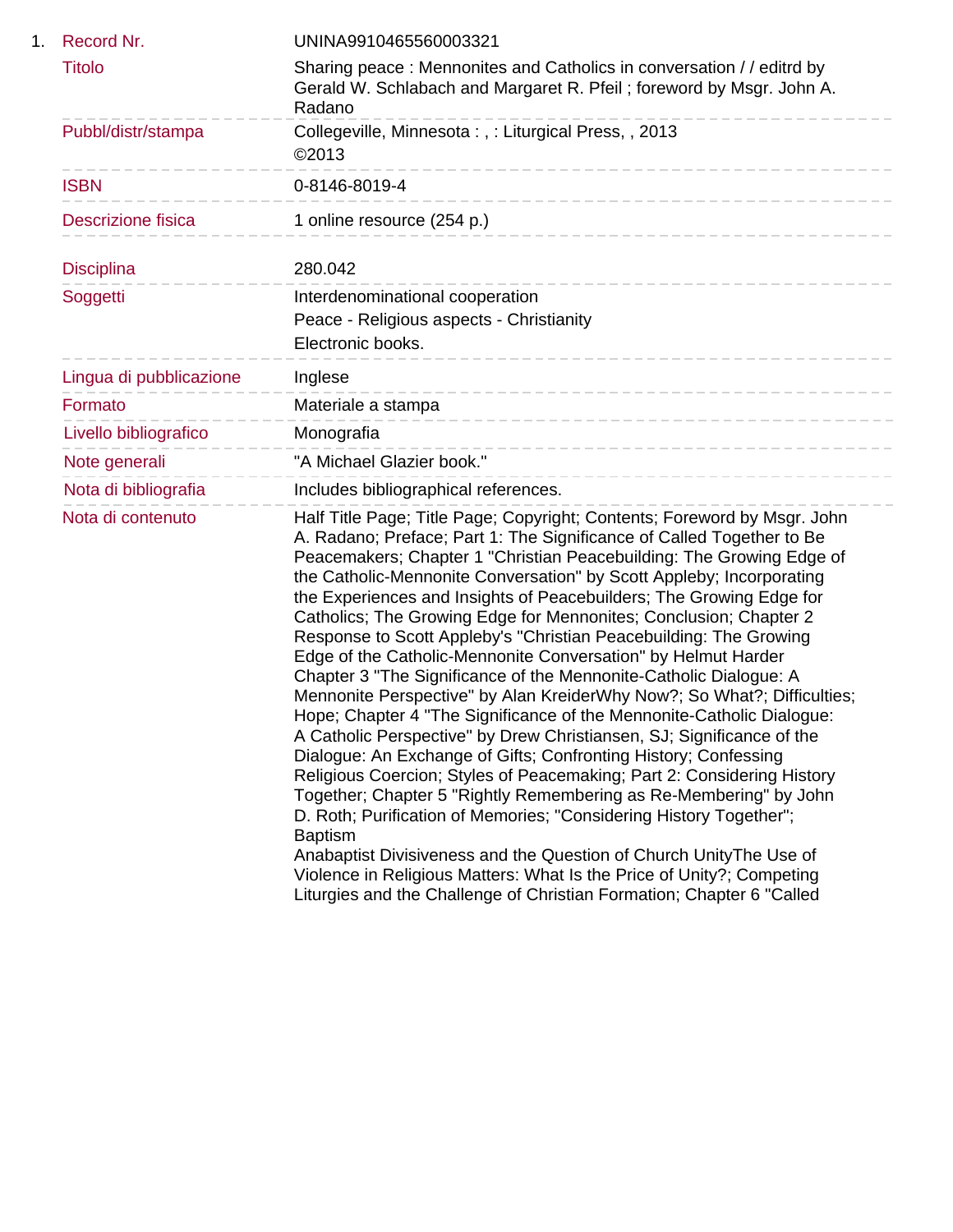1. 

| | |
|---|---|
| Record Nr. | UNINA9910465560003321 |
| Titolo | Sharing peace : Mennonites and Catholics in conversation / / editrd by Gerald W. Schlabach and Margaret R. Pfeil ; foreword by Msgr. John A. Radano |
| Pubbl/distr/stampa | Collegeville, Minnesota : , : Liturgical Press, , 2013<br>©2013 |
| ISBN | 0-8146-8019-4 |
| Descrizione fisica | 1 online resource (254 p.) |
| Disciplina | 280.042 |
| Soggetti | Interdenominational cooperation<br>Peace - Religious aspects - Christianity<br>Electronic books. |
| Lingua di pubblicazione | Inglese |
| Formato | Materiale a stampa |
| Livello bibliografico | Monografia |
| Note generali | "A Michael Glazier book." |
| Nota di bibliografia | Includes bibliographical references. |
| Nota di contenuto | Half Title Page; Title Page; Copyright; Contents; Foreword by Msgr. John A. Radano; Preface; Part 1: The Significance of Called Together to Be Peacemakers; Chapter 1 "Christian Peacebuilding: The Growing Edge of the Catholic-Mennonite Conversation" by Scott Appleby; Incorporating the Experiences and Insights of Peacebuilders; The Growing Edge for Catholics; The Growing Edge for Mennonites; Conclusion; Chapter 2 Response to Scott Appleby's "Christian Peacebuilding: The Growing Edge of the Catholic-Mennonite Conversation" by Helmut Harder Chapter 3 "The Significance of the Mennonite-Catholic Dialogue: A Mennonite Perspective" by Alan KreiderWhy Now?; So What?; Difficulties; Hope; Chapter 4 "The Significance of the Mennonite-Catholic Dialogue: A Catholic Perspective" by Drew Christiansen, SJ; Significance of the Dialogue: An Exchange of Gifts; Confronting History; Confessing Religious Coercion; Styles of Peacemaking; Part 2: Considering History Together; Chapter 5 "Rightly Remembering as Re-Membering" by John D. Roth; Purification of Memories; "Considering History Together"; Baptism<br>Anabaptist Divisiveness and the Question of Church UnityThe Use of Violence in Religious Matters: What Is the Price of Unity?; Competing Liturgies and the Challenge of Christian Formation; Chapter 6 "Called |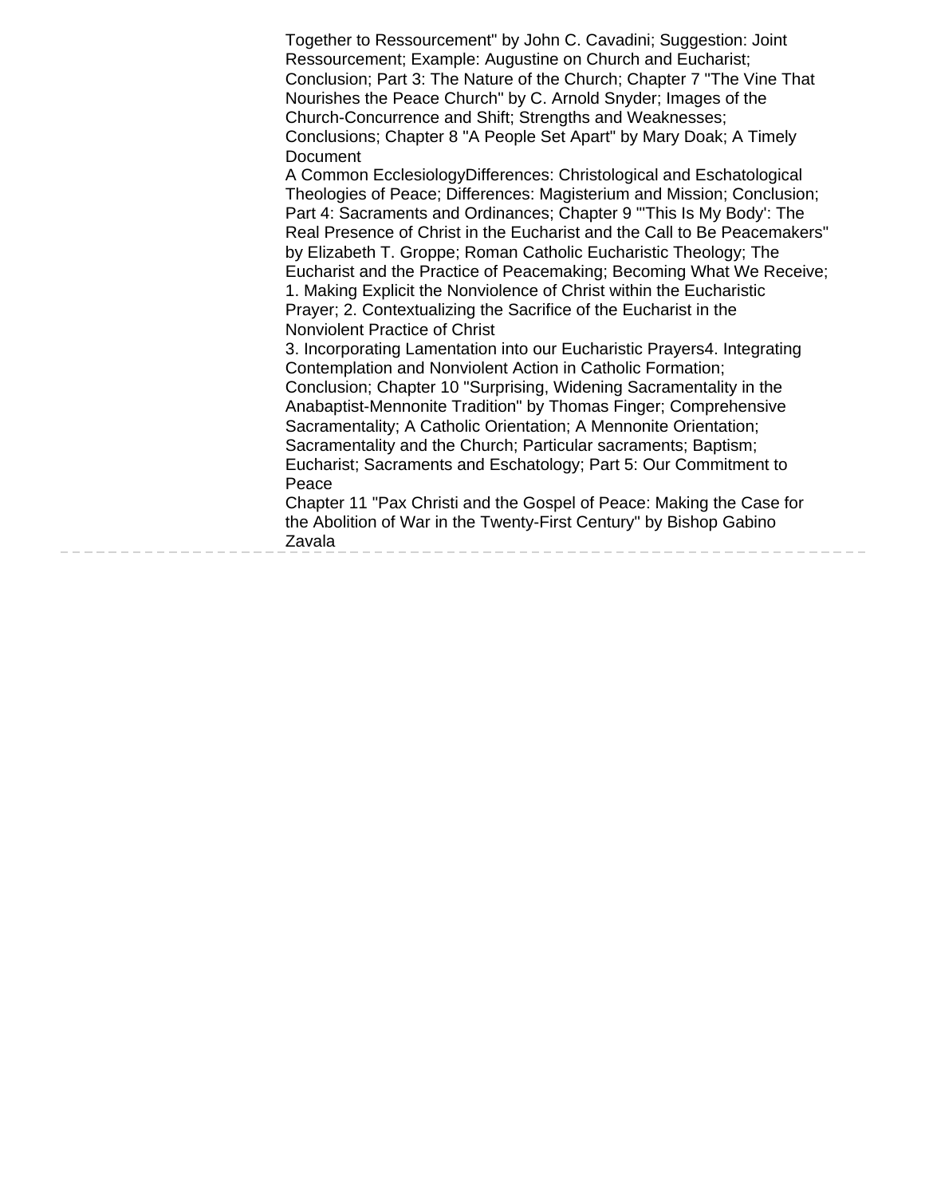Together to Ressourcement" by John C. Cavadini; Suggestion: Joint Ressourcement; Example: Augustine on Church and Eucharist; Conclusion; Part 3: The Nature of the Church; Chapter 7 "The Vine That Nourishes the Peace Church" by C. Arnold Snyder; Images of the Church-Concurrence and Shift; Strengths and Weaknesses; Conclusions; Chapter 8 "A People Set Apart" by Mary Doak; A Timely Document

A Common EcclesiologyDifferences: Christological and Eschatological Theologies of Peace; Differences: Magisterium and Mission; Conclusion; Part 4: Sacraments and Ordinances; Chapter 9 "'This Is My Body': The Real Presence of Christ in the Eucharist and the Call to Be Peacemakers" by Elizabeth T. Groppe; Roman Catholic Eucharistic Theology; The Eucharist and the Practice of Peacemaking; Becoming What We Receive; 1. Making Explicit the Nonviolence of Christ within the Eucharistic Prayer; 2. Contextualizing the Sacrifice of the Eucharist in the Nonviolent Practice of Christ

3. Incorporating Lamentation into our Eucharistic Prayers4. Integrating Contemplation and Nonviolent Action in Catholic Formation; Conclusion; Chapter 10 "Surprising, Widening Sacramentality in the Anabaptist-Mennonite Tradition" by Thomas Finger; Comprehensive Sacramentality; A Catholic Orientation; A Mennonite Orientation; Sacramentality and the Church; Particular sacraments; Baptism; Eucharist; Sacraments and Eschatology; Part 5: Our Commitment to Peace

Chapter 11 "Pax Christi and the Gospel of Peace: Making the Case for the Abolition of War in the Twenty-First Century" by Bishop Gabino Zavala